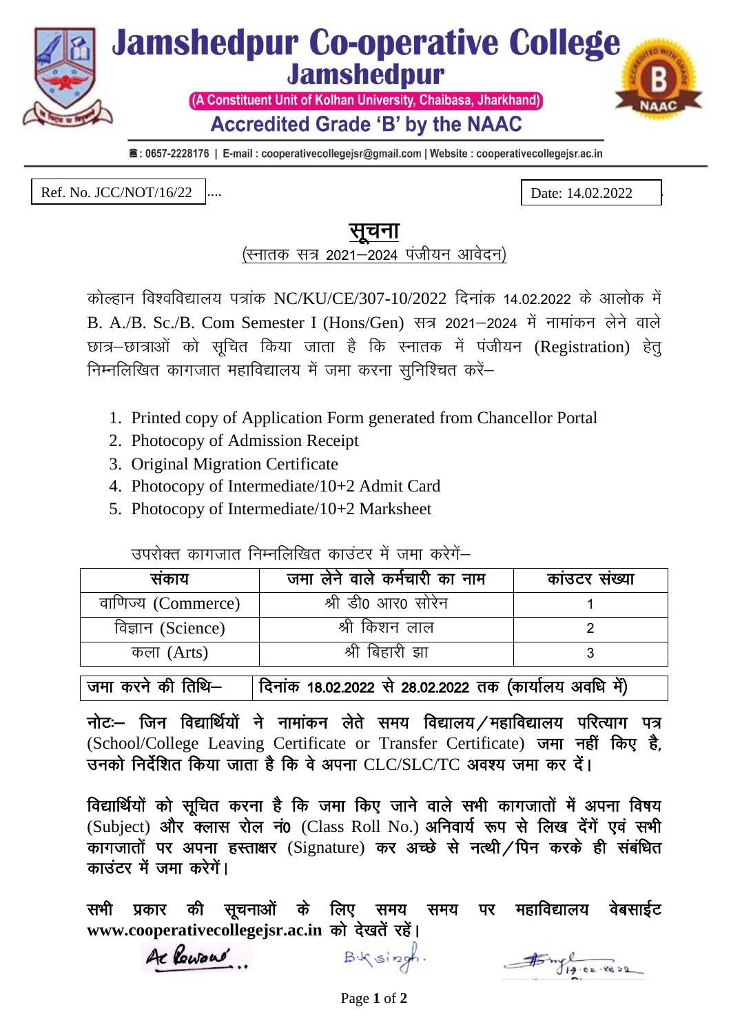# Jamshedpur Co-operative College
## Jamshedpur

(A Constituent Unit of Kolhan University, Chaibasa, Jharkhand)

**Accredited Grade 'B' by the NAAC**

☎ : 0657-2228176 | E-mail : cooperativecollegejsr@gmail.com | Website : cooperativecollegejsr.ac.in

Ref. No. JCC/NOT/16/22 ....

Date: 14.02.2022

## सूचना

(स्नातक सत्र 2021–2024 पंजीयन आवेदन)

कोल्हान विश्वविद्यालय पत्रांक NC/KU/CE/307-10/2022 दिनांक 14.02.2022 के आलोक में B. A./B. Sc./B. Com Semester I (Hons/Gen) सत्र 2021–2024 में नामांकन लेने वाले छात्र–छात्राओं को सूचित किया जाता है कि स्नातक में पंजीयन (Registration) हेतु निम्नलिखित कागजात महाविद्यालय में जमा करना सुनिश्चित करें–

1. Printed copy of Application Form generated from Chancellor Portal
2. Photocopy of Admission Receipt
3. Original Migration Certificate
4. Photocopy of Intermediate/10+2 Admit Card
5. Photocopy of Intermediate/10+2 Marksheet

उपरोक्त कागजात निम्नलिखित काउंटर में जमा करेंगें–

| संकाय | जमा लेने वाले कर्मचारी का नाम | कांउटर संख्या |
|---|---|---|
| वाणिज्य (Commerce) | श्री डी0 आर0 सोरेन | 1 |
| विज्ञान (Science) | श्री किशन लाल | 2 |
| कला (Arts) | श्री बिहारी झा | 3 |

| जमा करने की तिथि– | दिनांक 18.02.2022 से 28.02.2022 तक (कार्यालय अवधि में) |
|---|---|

**नोटः– जिन विद्यार्थियों ने नामांकन लेते समय विद्यालय/महाविद्यालय परित्याग पत्र** (School/College Leaving Certificate or Transfer Certificate) **जमा नहीं किए है, उनको निर्देशित किया जाता है कि वे अपना CLC/SLC/TC अवश्य जमा कर दें।**

**विद्यार्थियों को सूचित करना है कि जमा किए जाने वाले सभी कागजातों में अपना विषय** (Subject) **और क्लास रोल नं0** (Class Roll No.) **अनिवार्य रूप से लिख देंगें एवं सभी कागजातों पर अपना हस्ताक्षर** (Signature) **कर अच्छे से नत्थी/पिन करके ही संबंधित काउंटर में जमा करेंगें।**

**सभी प्रकार की सूचनाओं के लिए समय समय पर महाविद्यालय वेबसाईट www.cooperativecollegejsr.ac.in को देखतें रहें।**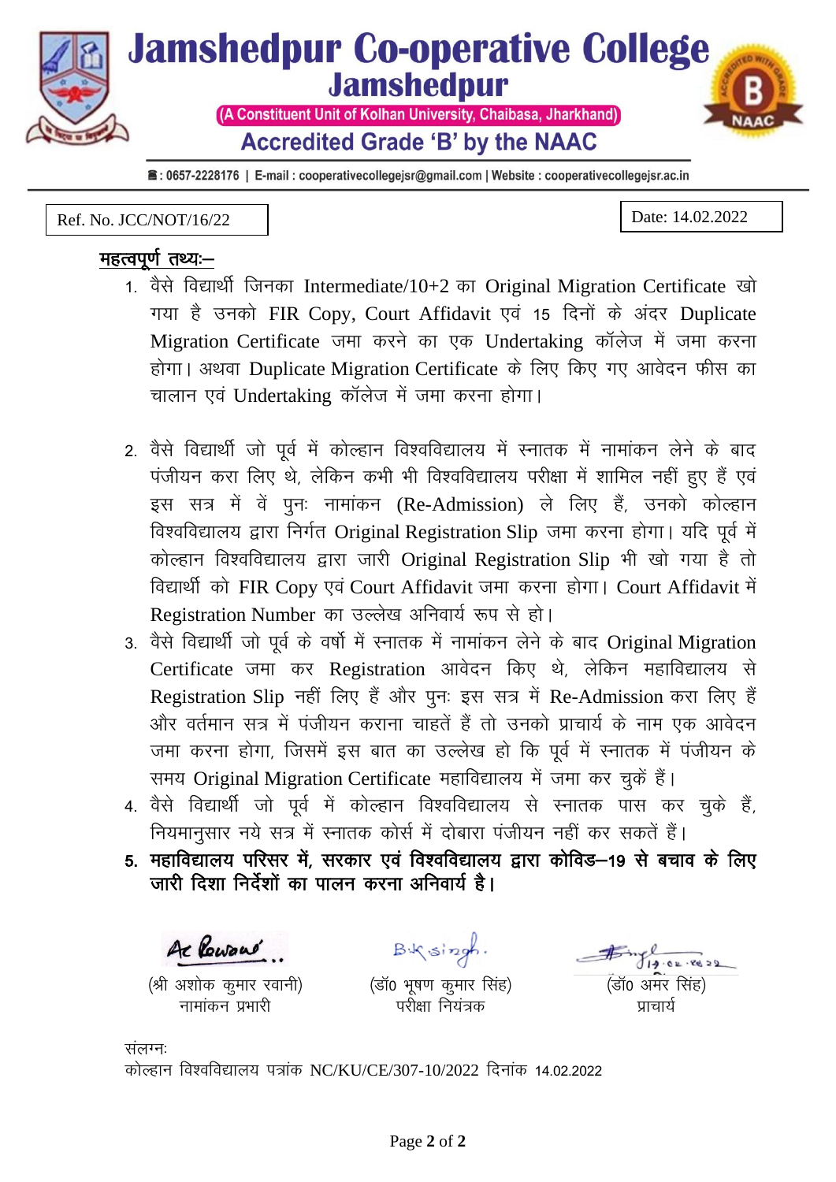# Jamshedpur Co-operative College
## Jamshedpur

(A Constituent Unit of Kolhan University, Chaibasa, Jharkhand)

**Accredited Grade 'B' by the NAAC**

☎ : 0657-2228176 | E-mail : cooperativecollegejsr@gmail.com | Website : cooperativecollegejsr.ac.in

Ref. No. JCC/NOT/16/22

Date: 14.02.2022

**<u>महत्वपूर्ण तथ्यः–</u>**

1. वैसे विद्यार्थी जिनका Intermediate/10+2 का Original Migration Certificate खो गया है उनको FIR Copy, Court Affidavit एवं 15 दिनों के अंदर Duplicate Migration Certificate जमा करने का एक Undertaking कॉलेज में जमा करना होगा। अथवा Duplicate Migration Certificate के लिए किए गए आवेदन फीस का चालान एवं Undertaking कॉलेज में जमा करना होगा।

2. वैसे विद्यार्थी जो पूर्व में कोल्हान विश्वविद्यालय में स्नातक में नामांकन लेने के बाद पंजीयन करा लिए थे, लेकिन कभी भी विश्वविद्यालय परीक्षा में शामिल नहीं हुए हैं एवं इस सत्र में वें पुनः नामांकन (Re-Admission) ले लिए हैं, उनको कोल्हान विश्वविद्यालय द्वारा निर्गत Original Registration Slip जमा करना होगा। यदि पूर्व में कोल्हान विश्वविद्यालय द्वारा जारी Original Registration Slip भी खो गया है तो विद्यार्थी को FIR Copy एवं Court Affidavit जमा करना होगा। Court Affidavit में Registration Number का उल्लेख अनिवार्य रूप से हो।
3. वैसे विद्यार्थी जो पूर्व के वर्षो में स्नातक में नामांकन लेने के बाद Original Migration Certificate जमा कर Registration आवेदन किए थे, लेकिन महाविद्यालय से Registration Slip नहीं लिए हैं और पुनः इस सत्र में Re-Admission करा लिए हैं और वर्तमान सत्र में पंजीयन कराना चाहतें हैं तो उनको प्राचार्य के नाम एक आवेदन जमा करना होगा, जिसमें इस बात का उल्लेख हो कि पूर्व में स्नातक में पंजीयन के समय Original Migration Certificate महाविद्यालय में जमा कर चुकें हैं।
4. वैसे विद्यार्थी जो पूर्व में कोल्हान विश्वविद्यालय से स्नातक पास कर चुके हैं, नियमानुसार नये सत्र में स्नातक कोर्स में दोबारा पंजीयन नहीं कर सकतें हैं।
5. **महाविद्यालय परिसर में, सरकार एवं विश्वविद्यालय द्वारा कोविड–19 से बचाव के लिए जारी दिशा निर्देशों का पालन करना अनिवार्य है।**

(श्री अशोक कुमार रवानी)
नामांकन प्रभारी

(डॉ० भूषण कुमार सिंह)
परीक्षा नियंत्रक

(डॉ० अमर सिंह)
प्राचार्य

संलग्नः
कोल्हान विश्वविद्यालय पत्रांक NC/KU/CE/307-10/2022 दिनांक 14.02.2022